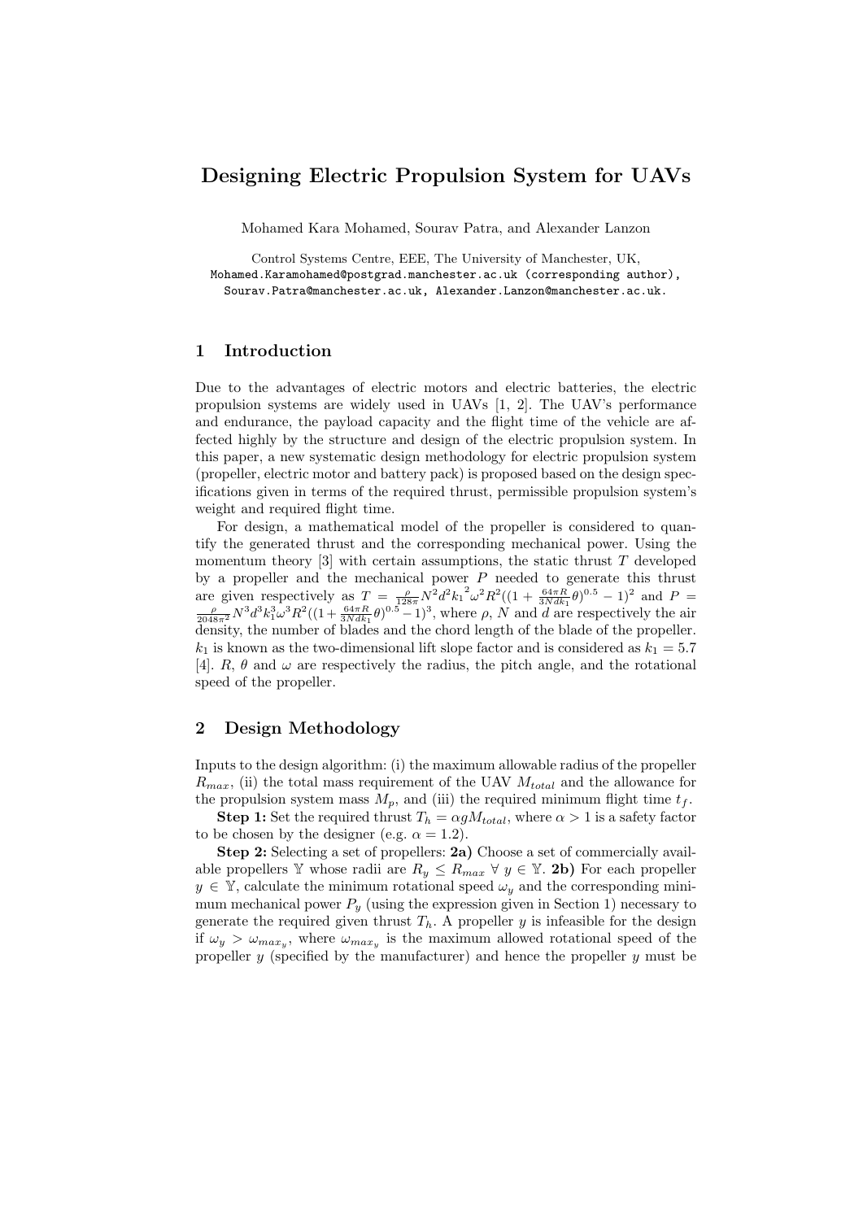# Designing Electric Propulsion System for UAVs

Mohamed Kara Mohamed, Sourav Patra, and Alexander Lanzon

Control Systems Centre, EEE, The University of Manchester, UK,
Mohamed.Karamohamed@postgrad.manchester.ac.uk (corresponding author),
Sourav.Patra@manchester.ac.uk, Alexander.Lanzon@manchester.ac.uk.

## 1 Introduction

Due to the advantages of electric motors and electric batteries, the electric propulsion systems are widely used in UAVs [1, 2]. The UAV's performance and endurance, the payload capacity and the flight time of the vehicle are affected highly by the structure and design of the electric propulsion system. In this paper, a new systematic design methodology for electric propulsion system (propeller, electric motor and battery pack) is proposed based on the design specifications given in terms of the required thrust, permissible propulsion system's weight and required flight time.

For design, a mathematical model of the propeller is considered to quantify the generated thrust and the corresponding mechanical power. Using the momentum theory [3] with certain assumptions, the static thrust $T$ developed by a propeller and the mechanical power $P$ needed to generate this thrust are given respectively as $T = \frac{\rho}{128\pi}N^2d^2{k_1}^2\omega^2R^2((1+\frac{64\pi R}{3Ndk_1}\theta)^{0.5}-1)^2$ and $P = \frac{\rho}{2048\pi^2}N^3d^3k_1^3\omega^3R^2((1+\frac{64\pi R}{3Ndk_1}\theta)^{0.5}-1)^3$, where $\rho$, $N$ and $d$ are respectively the air density, the number of blades and the chord length of the blade of the propeller. $k_1$ is known as the two-dimensional lift slope factor and is considered as $k_1 = 5.7$ [4]. $R$, $\theta$ and $\omega$ are respectively the radius, the pitch angle, and the rotational speed of the propeller.

## 2 Design Methodology

Inputs to the design algorithm: (i) the maximum allowable radius of the propeller $R_{max}$, (ii) the total mass requirement of the UAV $M_{total}$ and the allowance for the propulsion system mass $M_p$, and (iii) the required minimum flight time $t_f$.

**Step 1:** Set the required thrust $T_h = \alpha g M_{total}$, where $\alpha > 1$ is a safety factor to be chosen by the designer (e.g. $\alpha = 1.2$).

**Step 2:** Selecting a set of propellers: **2a)** Choose a set of commercially available propellers $\mathbb{Y}$ whose radii are $R_y \leq R_{max}$ $\forall$ $y \in \mathbb{Y}$. **2b)** For each propeller $y \in \mathbb{Y}$, calculate the minimum rotational speed $\omega_y$ and the corresponding minimum mechanical power $P_y$ (using the expression given in Section 1) necessary to generate the required given thrust $T_h$. A propeller $y$ is infeasible for the design if $\omega_y > \omega_{max_y}$, where $\omega_{max_y}$ is the maximum allowed rotational speed of the propeller $y$ (specified by the manufacturer) and hence the propeller $y$ must be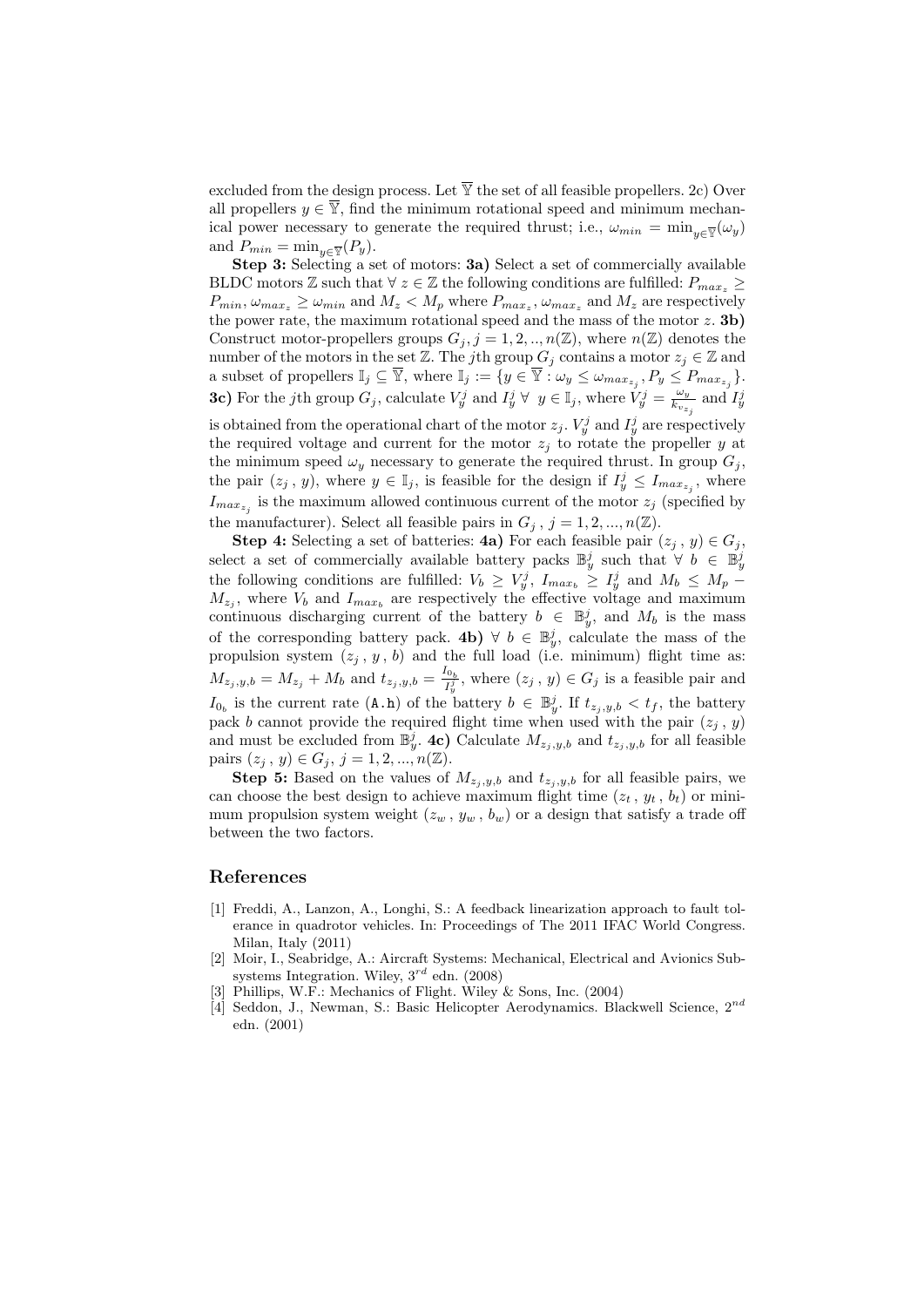excluded from the design process. Let $\overline{\mathbb{Y}}$ the set of all feasible propellers. 2c) Over all propellers $y \in \overline{\mathbb{Y}}$, find the minimum rotational speed and minimum mechanical power necessary to generate the required thrust; i.e., $\omega_{min} = \min_{y \in \overline{\mathbb{Y}}}(\omega_y)$ and $P_{min} = \min_{y \in \overline{\mathbb{Y}}}(P_y)$.

**Step 3:** Selecting a set of motors: **3a)** Select a set of commercially available BLDC motors $\mathbb{Z}$ such that $\forall\ z \in \mathbb{Z}$ the following conditions are fulfilled: $P_{max_z} \geq P_{min}$, $\omega_{max_z} \geq \omega_{min}$ and $M_z < M_p$ where $P_{max_z}$, $\omega_{max_z}$ and $M_z$ are respectively the power rate, the maximum rotational speed and the mass of the motor $z$. **3b)** Construct motor-propellers groups $G_j, j = 1, 2, .., n(\mathbb{Z})$, where $n(\mathbb{Z})$ denotes the number of the motors in the set $\mathbb{Z}$. The $j$th group $G_j$ contains a motor $z_j \in \mathbb{Z}$ and a subset of propellers $\mathbb{I}_j \subseteq \overline{\mathbb{Y}}$, where $\mathbb{I}_j := \{y \in \overline{\mathbb{Y}} : \omega_y \leq \omega_{max_{z_j}}, P_y \leq P_{max_{z_j}}\}$. **3c)** For the $j$th group $G_j$, calculate $V_y^j$ and $I_y^j\ \forall\ y \in \mathbb{I}_j$, where $V_y^j = \frac{\omega_y}{k_{v_{z_j}}}$ and $I_y^j$ is obtained from the operational chart of the motor $z_j$. $V_y^j$ and $I_y^j$ are respectively the required voltage and current for the motor $z_j$ to rotate the propeller $y$ at the minimum speed $\omega_y$ necessary to generate the required thrust. In group $G_j$, the pair $(z_j\ , y)$, where $y \in \mathbb{I}_j$, is feasible for the design if $I_y^j \leq I_{max_{z_j}}$, where $I_{max_{z_j}}$ is the maximum allowed continuous current of the motor $z_j$ (specified by the manufacturer). Select all feasible pairs in $G_j\ , j = 1, 2, ..., n(\mathbb{Z})$.

**Step 4:** Selecting a set of batteries: **4a)** For each feasible pair $(z_j\ , y) \in G_j$, select a set of commercially available battery packs $\mathbb{B}_y^j$ such that $\forall\ b \in \mathbb{B}_y^j$ the following conditions are fulfilled: $V_b \geq V_y^j$, $I_{max_b} \geq I_y^j$ and $M_b \leq M_p - M_{z_j}$, where $V_b$ and $I_{max_b}$ are respectively the effective voltage and maximum continuous discharging current of the battery $b \in \mathbb{B}_y^j$, and $M_b$ is the mass of the corresponding battery pack. **4b)** $\forall\ b \in \mathbb{B}_y^j$, calculate the mass of the propulsion system $(z_j\ , y\ , b)$ and the full load (i.e. minimum) flight time as: $M_{z_j,y,b} = M_{z_j} + M_b$ and $t_{z_j,y,b} = \frac{I_{0_b}}{I_y^j}$, where $(z_j\ , y) \in G_j$ is a feasible pair and $I_{0_b}$ is the current rate (`A.h`) of the battery $b \in \mathbb{B}_y^j$. If $t_{z_j,y,b} < t_f$, the battery pack $b$ cannot provide the required flight time when used with the pair $(z_j\ , y)$ and must be excluded from $\mathbb{B}_y^j$. **4c)** Calculate $M_{z_j,y,b}$ and $t_{z_j,y,b}$ for all feasible pairs $(z_j\ , y) \in G_j$, $j = 1, 2, ..., n(\mathbb{Z})$.

**Step 5:** Based on the values of $M_{z_j,y,b}$ and $t_{z_j,y,b}$ for all feasible pairs, we can choose the best design to achieve maximum flight time $(z_t\ , y_t\ , b_t)$ or minimum propulsion system weight $(z_w\ , y_w\ , b_w)$ or a design that satisfy a trade off between the two factors.

## References

1. Freddi, A., Lanzon, A., Longhi, S.: A feedback linearization approach to fault tolerance in quadrotor vehicles. In: Proceedings of The 2011 IFAC World Congress. Milan, Italy (2011)
2. Moir, I., Seabridge, A.: Aircraft Systems: Mechanical, Electrical and Avionics Subsystems Integration. Wiley, $3^{rd}$ edn. (2008)
3. Phillips, W.F.: Mechanics of Flight. Wiley & Sons, Inc. (2004)
4. Seddon, J., Newman, S.: Basic Helicopter Aerodynamics. Blackwell Science, $2^{nd}$ edn. (2001)